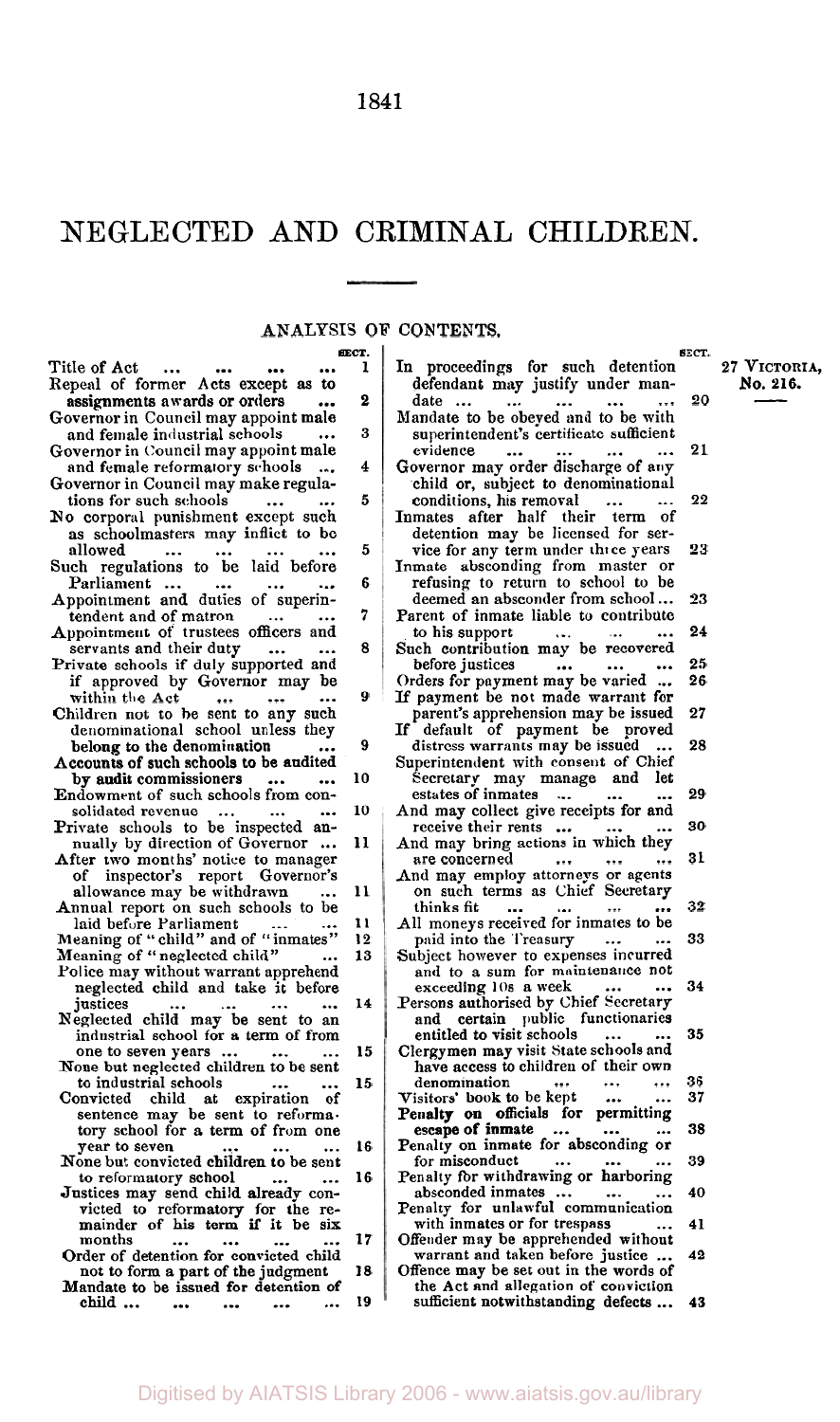# NEGLECTED AND CRIMINAL CHILDREN.

27 VICTORIA, No. 216.

## ANALYSIS OF CONTENTS.

| | SECT. |
|---|---|
| Title of Act ... | 1 |
| Repeal of former Acts except as to **assignments awards or orders** ... | 2 |
| Governor in Council may appoint male and female industrial schools ... | 3 |
| Governor in Council may appoint male and female reformatory schools ... | 4 |
| Governor in Council may make regulations for such schools ... | 5 |
| No corporal punishment except such as schoolmasters may inflict to be allowed ... | 5 |
| Such regulations to be laid before Parliament ... | 6 |
| Appointment and duties of superintendent and of matron ... | 7 |
| Appointment of trustees officers and servants and their duty ... | 8 |
| Private schools if duly supported and if approved by Governor may be within the Act ... | 9 |
| Children not to be sent to any such denominational school unless they **belong to the denomination** ... | 9 |
| **Accounts of such schools to be audited by audit commissioners** ... | 10 |
| Endowment of such schools from consolidated revenue ... | 10 |
| Private schools to be inspected annually by direction of Governor ... | 11 |
| After two months' notice to manager of inspector's report Governor's allowance may be withdrawn ... | 11 |
| Annual report on such schools to be laid before Parliament ... | 11 |
| Meaning of "child" and of "inmates" | 12 |
| Meaning of "neglected child" ... | 13 |
| Police may without warrant apprehend neglected child and take it before justices ... | 14 |
| Neglected child may be sent to an industrial school for a term of from one to seven years ... | 15 |
| None but neglected children to be sent to industrial schools ... | 15 |
| Convicted child at expiration of sentence may be sent to reformatory school for a term of from one year to seven ... | 16 |
| None but convicted children to be sent to reformatory school ... | 16 |
| Justices may send child already convicted to reformatory for the remainder of his term if it be six months ... | 17 |
| Order of detention for convicted child not to form a part of the judgment | 18 |
| Mandate to be issued for detention of child ... | 19 |
| In proceedings for such detention defendant may justify under mandate ... | 20 |
| Mandate to be obeyed and to be with superintendent's certificate sufficient evidence ... | 21 |
| Governor may order discharge of any child or, subject to denominational conditions, his removal ... | 22 |
| Inmates after half their term of detention may be licensed for service for any term under three years | 23 |
| Inmate absconding from master or refusing to return to school to be deemed an absconder from school ... | 23 |
| Parent of inmate liable to contribute to his support ... | 24 |
| Such contribution may be recovered before justices ... | 25 |
| Orders for payment may be varied ... | 26 |
| If payment be not made warrant for parent's apprehension may be issued | 27 |
| If default of payment be proved distress warrants may be issued ... | 28 |
| Superintendent with consent of Chief Secretary may manage and let estates of inmates ... | 29 |
| And may collect give receipts for and receive their rents ... | 30 |
| And may bring actions in which they are concerned ... | 31 |
| And may employ attorneys or agents on such terms as Chief Secretary thinks fit ... | 32 |
| All moneys received for inmates to be paid into the Treasury ... | 33 |
| Subject however to expenses incurred and to a sum for maintenance not exceeding 10s a week ... | 34 |
| Persons authorised by Chief Secretary and certain public functionaries entitled to visit schools ... | 35 |
| Clergymen may visit State schools and have access to children of their own denomination ... | 36 |
| Visitors' book to be kept ... | 37 |
| **Penalty on officials for permitting escape of inmate** ... | 38 |
| Penalty on inmate for absconding or for misconduct ... | 39 |
| Penalty for withdrawing or harboring absconded inmates ... | 40 |
| Penalty for unlawful communication with inmates or for trespass ... | 41 |
| Offender may be apprehended without warrant and taken before justice ... | 42 |
| Offence may be set out in the words of the Act and allegation of conviction sufficient notwithstanding defects ... | 43 |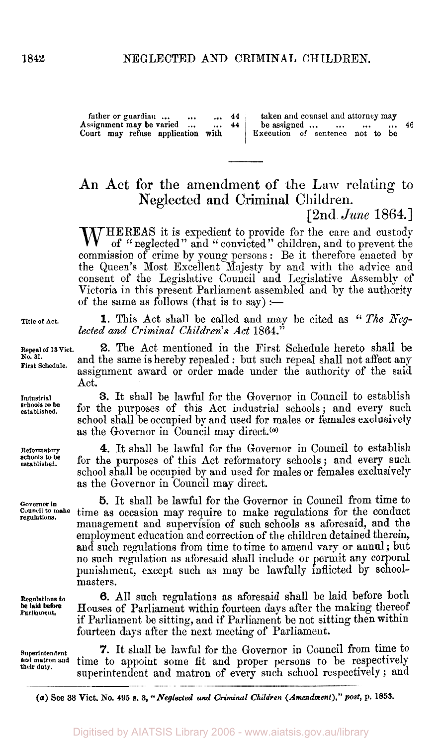| | | | |
|---|---|---|---|
| father or guardian ... ... ... | 44 | taken and counsel and attorney may be assigned ... ... ... ... | 46 |
| Assignment may be varied ... ... | 44 | Execution of sentence not to be | |
| Court may refuse application with | | | |

---

# An Act for the amendment of the Law relating to Neglected and Criminal Children.

[2nd *June* 1864.]

WHEREAS it is expedient to provide for the care and custody of "neglected" and "convicted" children, and to prevent the commission of crime by young persons: Be it therefore enacted by the Queen's Most Excellent Majesty by and with the advice and consent of the Legislative Council and Legislative Assembly of Victoria in this present Parliament assembled and by the authority of the same as follows (that is to say):—

Title of Act.

**1.** This Act shall be called and may be cited as "*The Neglected and Criminal Children's Act* 1864."

Repeal of 13 Vict. No. 31. First Schedule.

**2.** The Act mentioned in the First Schedule hereto shall be and the same is hereby repealed: but such repeal shall not affect any assignment award or order made under the authority of the said Act.

Industrial schools to be established.

**3.** It shall be lawful for the Governor in Council to establish for the purposes of this Act industrial schools; and every such school shall be occupied by and used for males or females exclusively as the Governor in Council may direct.[(a)]

Reformatory schools to be established.

**4.** It shall be lawful for the Governor in Council to establish for the purposes of this Act reformatory schools; and every such school shall be occupied by and used for males or females exclusively as the Governor in Council may direct.

Governor in Council to make regulations.

**5.** It shall be lawful for the Governor in Council from time to time as occasion may require to make regulations for the conduct management and supervision of such schools as aforesaid, and the employment education and correction of the children detained therein, and such regulations from time to time to amend vary or annul; but no such regulation as aforesaid shall include or permit any corporal punishment, except such as may be lawfully inflicted by schoolmasters.

Regulations to be laid before Parliament.

**6.** All such regulations as aforesaid shall be laid before both Houses of Parliament within fourteen days after the making thereof if Parliament be sitting, and if Parliament be not sitting then within fourteen days after the next meeting of Parliament.

Superintendent and matron and their duty.

**7.** It shall be lawful for the Governor in Council from time to time to appoint some fit and proper persons to be respectively superintendent and matron of every such school respectively; and

---

(a) See 38 Vict. No. 495 s. 3, "*Neglected and Criminal Children (Amendment)*," *post*, p. 1853.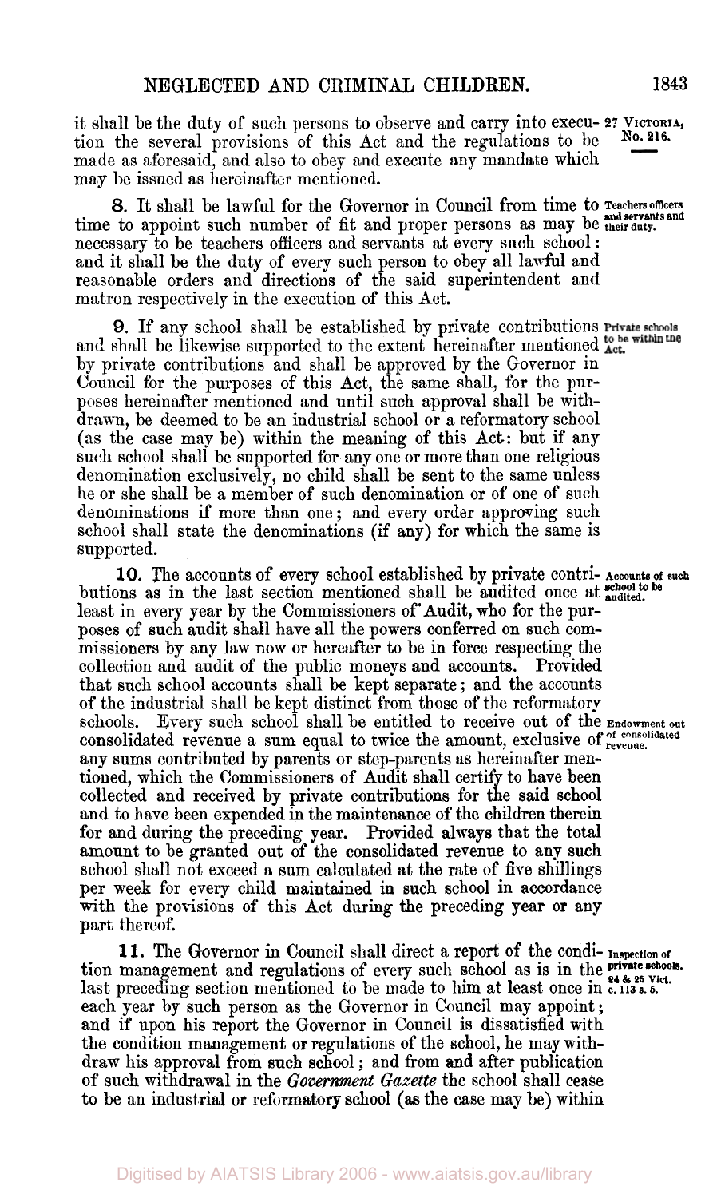it shall be the duty of such persons to observe and carry into execution the several provisions of this Act and the regulations to be made as aforesaid, and also to obey and execute any mandate which may be issued as hereinafter mentioned.

27 VICTORIA, No. 216.

**8.** It shall be lawful for the Governor in Council from time to time to appoint such number of fit and proper persons as may be necessary to be teachers officers and servants at every such school: and it shall be the duty of every such person to obey all lawful and reasonable orders and directions of the said superintendent and matron respectively in the execution of this Act.

*Teachers officers and servants and their duty.*

**9.** If any school shall be established by private contributions and shall be likewise supported to the extent hereinafter mentioned by private contributions and shall be approved by the Governor in Council for the purposes of this Act, the same shall, for the purposes hereinafter mentioned and until such approval shall be withdrawn, be deemed to be an industrial school or a reformatory school (as the case may be) within the meaning of this Act: but if any such school shall be supported for any one or more than one religious denomination exclusively, no child shall be sent to the same unless he or she shall be a member of such denomination or of one of such denominations if more than one; and every order approving such school shall state the denominations (if any) for which the same is supported.

*Private schools to be within the Act.*

**10.** The accounts of every school established by private contributions as in the last section mentioned shall be audited once at least in every year by the Commissioners of Audit, who for the purposes of such audit shall have all the powers conferred on such commissioners by any law now or hereafter to be in force respecting the collection and audit of the public moneys and accounts. Provided that such school accounts shall be kept separate; and the accounts of the industrial shall be kept distinct from those of the reformatory schools. Every such school shall be entitled to receive out of the consolidated revenue a sum equal to twice the amount, exclusive of any sums contributed by parents or step-parents as hereinafter mentioned, which the Commissioners of Audit shall certify to have been collected and received by private contributions for the said school and to have been expended in the maintenance of the children therein for and during the preceding year. Provided always that the total amount to be granted out of the consolidated revenue to any such school shall not exceed a sum calculated at the rate of five shillings per week for every child maintained in such school in accordance with the provisions of this Act during the preceding year or any part thereof.

*Accounts of such school to be audited.*

*Endowment out of consolidated revenue.*

**11.** The Governor in Council shall direct a report of the condition management and regulations of every such school as is in the last preceding section mentioned to be made to him at least once in each year by such person as the Governor in Council may appoint; and if upon his report the Governor in Council is dissatisfied with the condition management or regulations of the school, he may withdraw his approval from such school; and from and after publication of such withdrawal in the *Government Gazette* the school shall cease to be an industrial or reformatory school (as the case may be) within

*Inspection of private schools. 24 & 25 Vict. c. 113 s. 5.*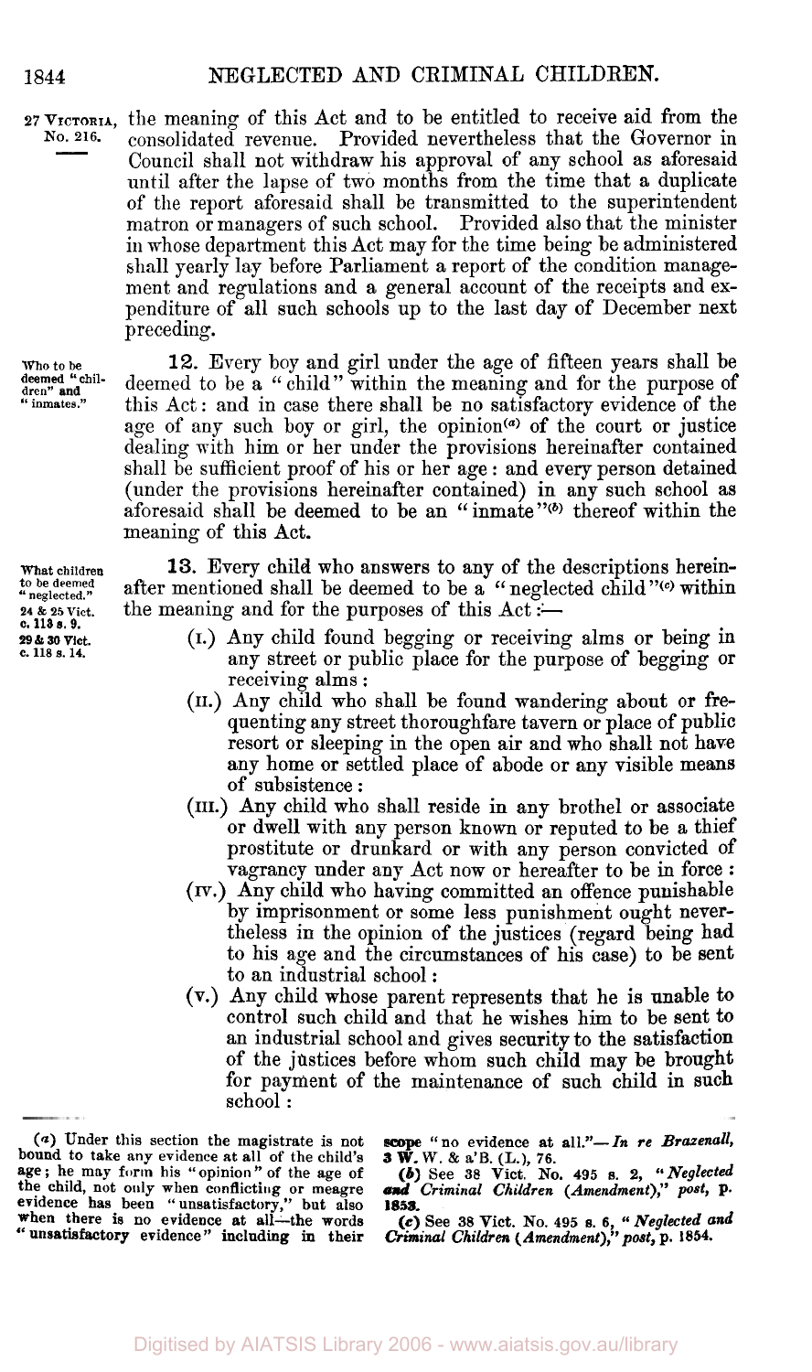27 VICTORIA, No. 216.

the meaning of this Act and to be entitled to receive aid from the consolidated revenue. Provided nevertheless that the Governor in Council shall not withdraw his approval of any school as aforesaid until after the lapse of two months from the time that a duplicate of the report aforesaid shall be transmitted to the superintendent matron or managers of such school. Provided also that the minister in whose department this Act may for the time being be administered shall yearly lay before Parliament a report of the condition management and regulations and a general account of the receipts and expenditure of all such schools up to the last day of December next preceding.

Who to be deemed "children" and "inmates."

**12.** Every boy and girl under the age of fifteen years shall be deemed to be a "child" within the meaning and for the purpose of this Act: and in case there shall be no satisfactory evidence of the age of any such boy or girl, the opinion[a] of the court or justice dealing with him or her under the provisions hereinafter contained shall be sufficient proof of his or her age: and every person detained (under the provisions hereinafter contained) in any such school as aforesaid shall be deemed to be an "inmate"[b] thereof within the meaning of this Act.

What children to be deemed "neglected." 24 & 25 Vict. c. 113 s. 9. 29 & 30 Vict. c. 118 s. 14.

**13.** Every child who answers to any of the descriptions hereinafter mentioned shall be deemed to be a "neglected child"[c] within the meaning and for the purposes of this Act:—

(I.) Any child found begging or receiving alms or being in any street or public place for the purpose of begging or receiving alms:

(II.) Any child who shall be found wandering about or frequenting any street thoroughfare tavern or place of public resort or sleeping in the open air and who shall not have any home or settled place of abode or any visible means of subsistence:

(III.) Any child who shall reside in any brothel or associate or dwell with any person known or reputed to be a thief prostitute or drunkard or with any person convicted of vagrancy under any Act now or hereafter to be in force:

(IV.) Any child who having committed an offence punishable by imprisonment or some less punishment ought nevertheless in the opinion of the justices (regard being had to his age and the circumstances of his case) to be sent to an industrial school:

(V.) Any child whose parent represents that he is unable to control such child and that he wishes him to be sent to an industrial school and gives security to the satisfaction of the justices before whom such child may be brought for payment of the maintenance of such child in such school:

---

(a) Under this section the magistrate is not bound to take any evidence at all of the child's age; he may form his "opinion" of the age of the child, not only when conflicting or meagre evidence has been "unsatisfactory," but also when there is no evidence at all—the words "unsatisfactory evidence" including in their scope "no evidence at all."—*In re Brazenall*, 3 W. W. & a'B. (L.), 76.

(b) See 38 Vict. No. 495 s. 2, "*Neglected and Criminal Children (Amendment),*" *post*, p. 1853.

(c) See 38 Vict. No. 495 s. 6, "*Neglected and Criminal Children (Amendment),*" *post*, p. 1854.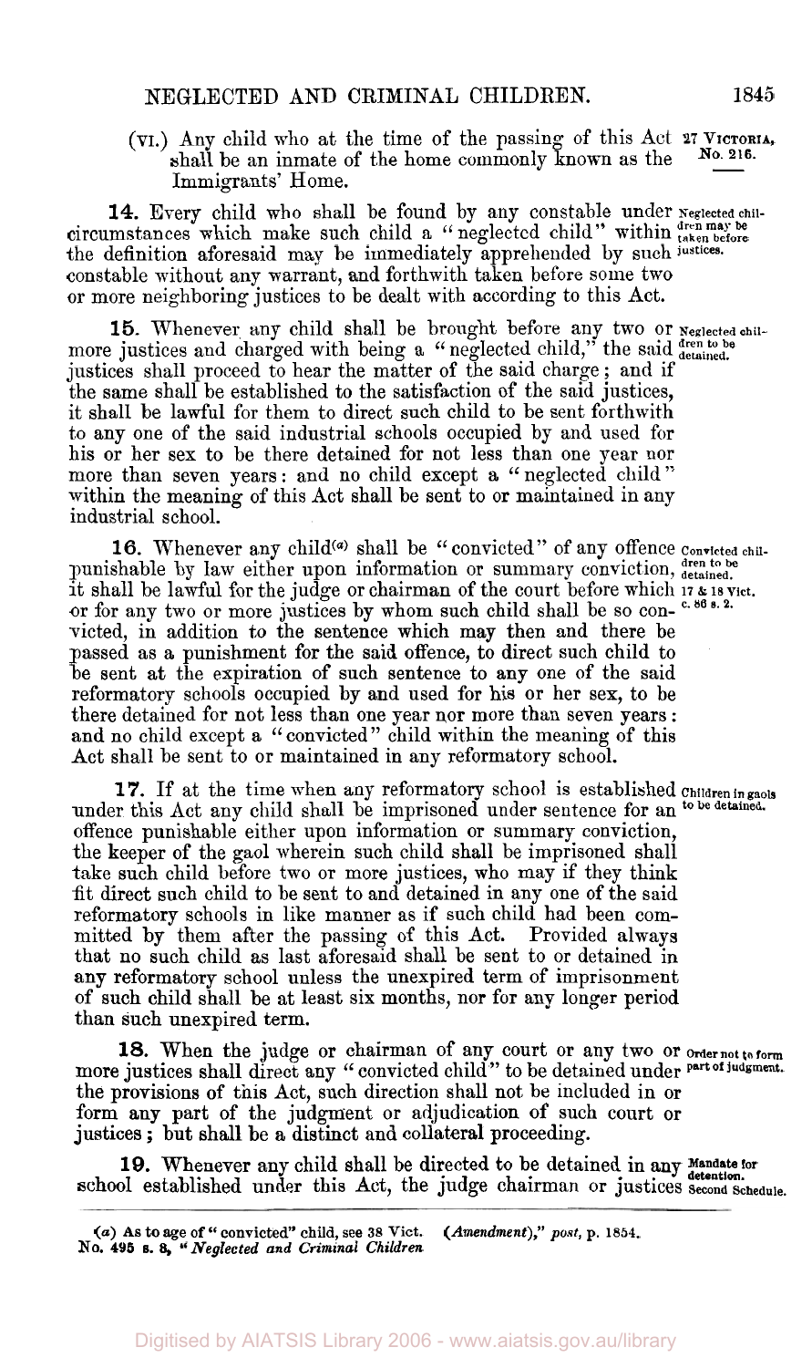(vi.) Any child who at the time of the passing of this Act shall be an inmate of the home commonly known as the Immigrants' Home.

27 VICTORIA, No. 216.

*Neglected children may be taken before justices.*

**14.** Every child who shall be found by any constable under circumstances which make such child a "neglected child" within the definition aforesaid may be immediately apprehended by such constable without any warrant, and forthwith taken before some two or more neighboring justices to be dealt with according to this Act.

*Neglected children to be detained.*

**15.** Whenever any child shall be brought before any two or more justices and charged with being a "neglected child," the said justices shall proceed to hear the matter of the said charge; and if the same shall be established to the satisfaction of the said justices, it shall be lawful for them to direct such child to be sent forthwith to any one of the said industrial schools occupied by and used for his or her sex to be there detained for not less than one year nor more than seven years: and no child except a "neglected child" within the meaning of this Act shall be sent to or maintained in any industrial school.

*Convicted children to be detained.* *17 & 18 Vict. c. 86 s. 2.*

**16.** Whenever any child[a] shall be "convicted" of any offence punishable by law either upon information or summary conviction, it shall be lawful for the judge or chairman of the court before which or for any two or more justices by whom such child shall be so convicted, in addition to the sentence which may then and there be passed as a punishment for the said offence, to direct such child to be sent at the expiration of such sentence to any one of the said reformatory schools occupied by and used for his or her sex, to be there detained for not less than one year nor more than seven years: and no child except a "convicted" child within the meaning of this Act shall be sent to or maintained in any reformatory school.

*Children in gaols to be detained.*

**17.** If at the time when any reformatory school is established under this Act any child shall be imprisoned under sentence for an offence punishable either upon information or summary conviction, the keeper of the gaol wherein such child shall be imprisoned shall take such child before two or more justices, who may if they think fit direct such child to be sent to and detained in any one of the said reformatory schools in like manner as if such child had been committed by them after the passing of this Act. Provided always that no such child as last aforesaid shall be sent to or detained in any reformatory school unless the unexpired term of imprisonment of such child shall be at least six months, nor for any longer period than such unexpired term.

*Order not to form part of judgment.*

**18.** When the judge or chairman of any court or any two or more justices shall direct any "convicted child" to be detained under the provisions of this Act, such direction shall not be included in or form any part of the judgment or adjudication of such court or justices; but shall be a distinct and collateral proceeding.

*Mandate for detention. Second Schedule.*

**19.** Whenever any child shall be directed to be detained in any school established under this Act, the judge chairman or justices

[a] As to age of "convicted" child, see 38 Vict. No. 495 s. 8, "*Neglected and Criminal Children (Amendment)*," *post*, p. 1854.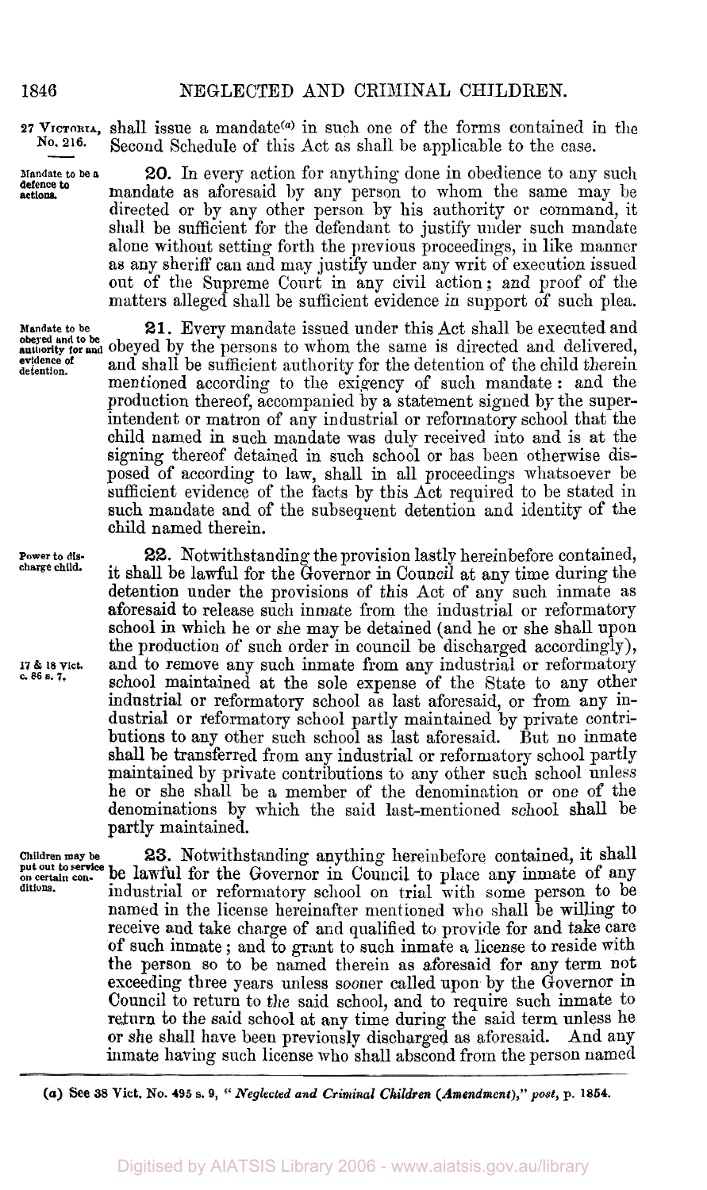27 VICTORIA, No. 216.

shall issue a mandate[(a)] in such one of the forms contained in the Second Schedule of this Act as shall be applicable to the case.

*Mandate to be a defence to actions.*

**20.** In every action for anything done in obedience to any such mandate as aforesaid by any person to whom the same may be directed or by any other person by his authority or command, it shall be sufficient for the defendant to justify under such mandate alone without setting forth the previous proceedings, in like manner as any sheriff can and may justify under any writ of execution issued out of the Supreme Court in any civil action; and proof of the matters alleged shall be sufficient evidence in support of such plea.

*Mandate to be obeyed and to be authority for and evidence of detention.*

**21.** Every mandate issued under this Act shall be executed and obeyed by the persons to whom the same is directed and delivered, and shall be sufficient authority for the detention of the child therein mentioned according to the exigency of such mandate: and the production thereof, accompanied by a statement signed by the superintendent or matron of any industrial or reformatory school that the child named in such mandate was duly received into and is at the signing thereof detained in such school or has been otherwise disposed of according to law, shall in all proceedings whatsoever be sufficient evidence of the facts by this Act required to be stated in such mandate and of the subsequent detention and identity of the child named therein.

*Power to discharge child.*

*17 & 18 Vict. c. 86 s. 7.*

**22.** Notwithstanding the provision lastly hereinbefore contained, it shall be lawful for the Governor in Council at any time during the detention under the provisions of this Act of any such inmate as aforesaid to release such inmate from the industrial or reformatory school in which he or she may be detained (and he or she shall upon the production of such order in council be discharged accordingly), and to remove any such inmate from any industrial or reformatory school maintained at the sole expense of the State to any other industrial or reformatory school as last aforesaid, or from any industrial or reformatory school partly maintained by private contributions to any other such school as last aforesaid. But no inmate shall be transferred from any industrial or reformatory school partly maintained by private contributions to any other such school unless he or she shall be a member of the denomination or one of the denominations by which the said last-mentioned school shall be partly maintained.

*Children may be put out to service on certain conditions.*

**23.** Notwithstanding anything hereinbefore contained, it shall be lawful for the Governor in Council to place any inmate of any industrial or reformatory school on trial with some person to be named in the license hereinafter mentioned who shall be willing to receive and take charge of and qualified to provide for and take care of such inmate; and to grant to such inmate a license to reside with the person so to be named therein as aforesaid for any term not exceeding three years unless sooner called upon by the Governor in Council to return to the said school, and to require such inmate to return to the said school at any time during the said term unless he or she shall have been previously discharged as aforesaid. And any inmate having such license who shall abscond from the person named

(a) See 38 Vict. No. 495 s. 9, "*Neglected and Criminal Children (Amendment),*" *post*, p. 1854.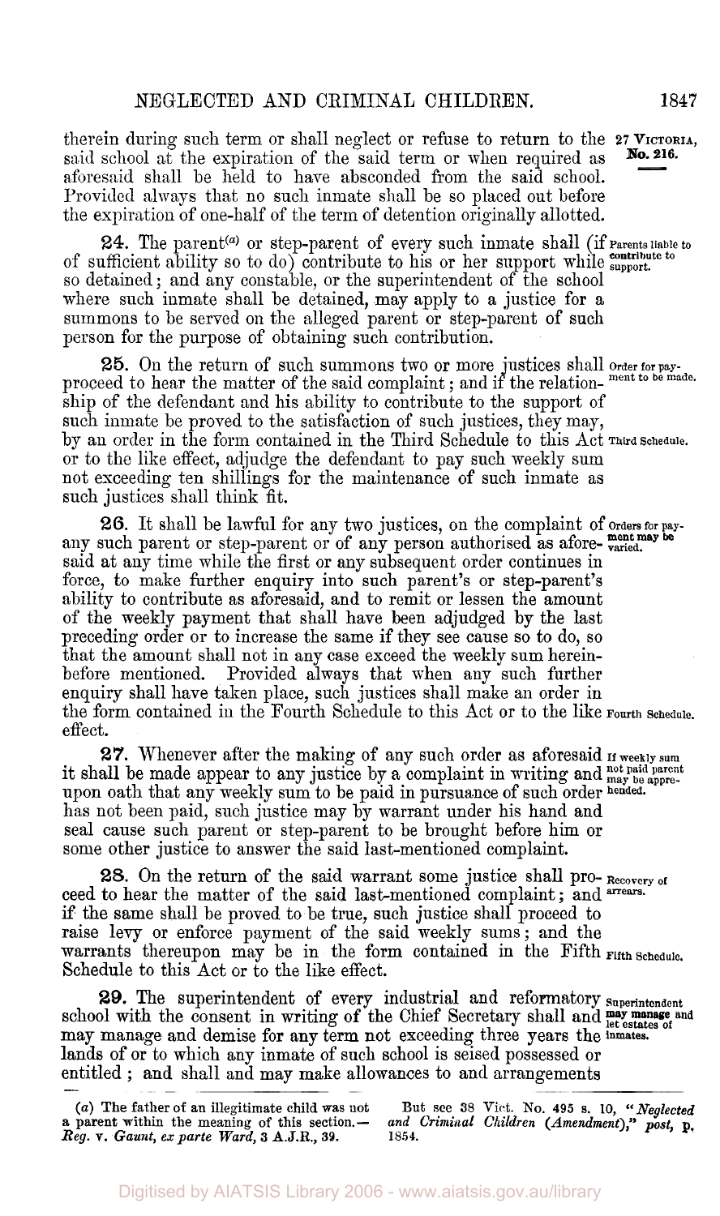therein during such term or shall neglect or refuse to return to the said school at the expiration of the said term or when required as aforesaid shall be held to have absconded from the said school. Provided always that no such inmate shall be so placed out before the expiration of one-half of the term of detention originally allotted.

27 VICTORIA, No. 216.

**24.** The parent[(a)] or step-parent of every such inmate shall (if of sufficient ability so to do) contribute to his or her support while so detained; and any constable, or the superintendent of the school where such inmate shall be detained, may apply to a justice for a summons to be served on the alleged parent or step-parent of such person for the purpose of obtaining such contribution.

Parents liable to contribute to support.

**25.** On the return of such summons two or more justices shall proceed to hear the matter of the said complaint; and if the relationship of the defendant and his ability to contribute to the support of such inmate be proved to the satisfaction of such justices, they may, by an order in the form contained in the Third Schedule to this Act or to the like effect, adjudge the defendant to pay such weekly sum not exceeding ten shillings for the maintenance of such inmate as such justices shall think fit.

Order for payment to be made.

Third Schedule.

**26.** It shall be lawful for any two justices, on the complaint of any such parent or step-parent or of any person authorised as aforesaid at any time while the first or any subsequent order continues in force, to make further enquiry into such parent's or step-parent's ability to contribute as aforesaid, and to remit or lessen the amount of the weekly payment that shall have been adjudged by the last preceding order or to increase the same if they see cause so to do, so that the amount shall not in any case exceed the weekly sum hereinbefore mentioned. Provided always that when any such further enquiry shall have taken place, such justices shall make an order in the form contained in the Fourth Schedule to this Act or to the like effect.

Orders for payment may be varied.

Fourth Schedule.

**27.** Whenever after the making of any such order as aforesaid it shall be made appear to any justice by a complaint in writing and upon oath that any weekly sum to be paid in pursuance of such order has not been paid, such justice may by warrant under his hand and seal cause such parent or step-parent to be brought before him or some other justice to answer the said last-mentioned complaint.

If weekly sum not paid parent may be apprehended.

**28.** On the return of the said warrant some justice shall proceed to hear the matter of the said last-mentioned complaint; and if the same shall be proved to be true, such justice shall proceed to raise levy or enforce payment of the said weekly sums; and the warrants thereupon may be in the form contained in the Fifth Schedule to this Act or to the like effect.

Recovery of arrears.

Fifth Schedule.

**29.** The superintendent of every industrial and reformatory school with the consent in writing of the Chief Secretary shall and may manage and demise for any term not exceeding three years the lands of or to which any inmate of such school is seised possessed or entitled; and shall and may make allowances to and arrangements

Superintendent may manage and let estates of inmates.

---

(a) The father of an illegitimate child was not a parent within the meaning of this section.—*Reg.* v. *Gaunt, ex parte Ward*, 3 A.J.R., 39. But see 38 Vict. No. 495 s. 10, "*Neglected and Criminal Children (Amendment),*" *post*, p. 1854.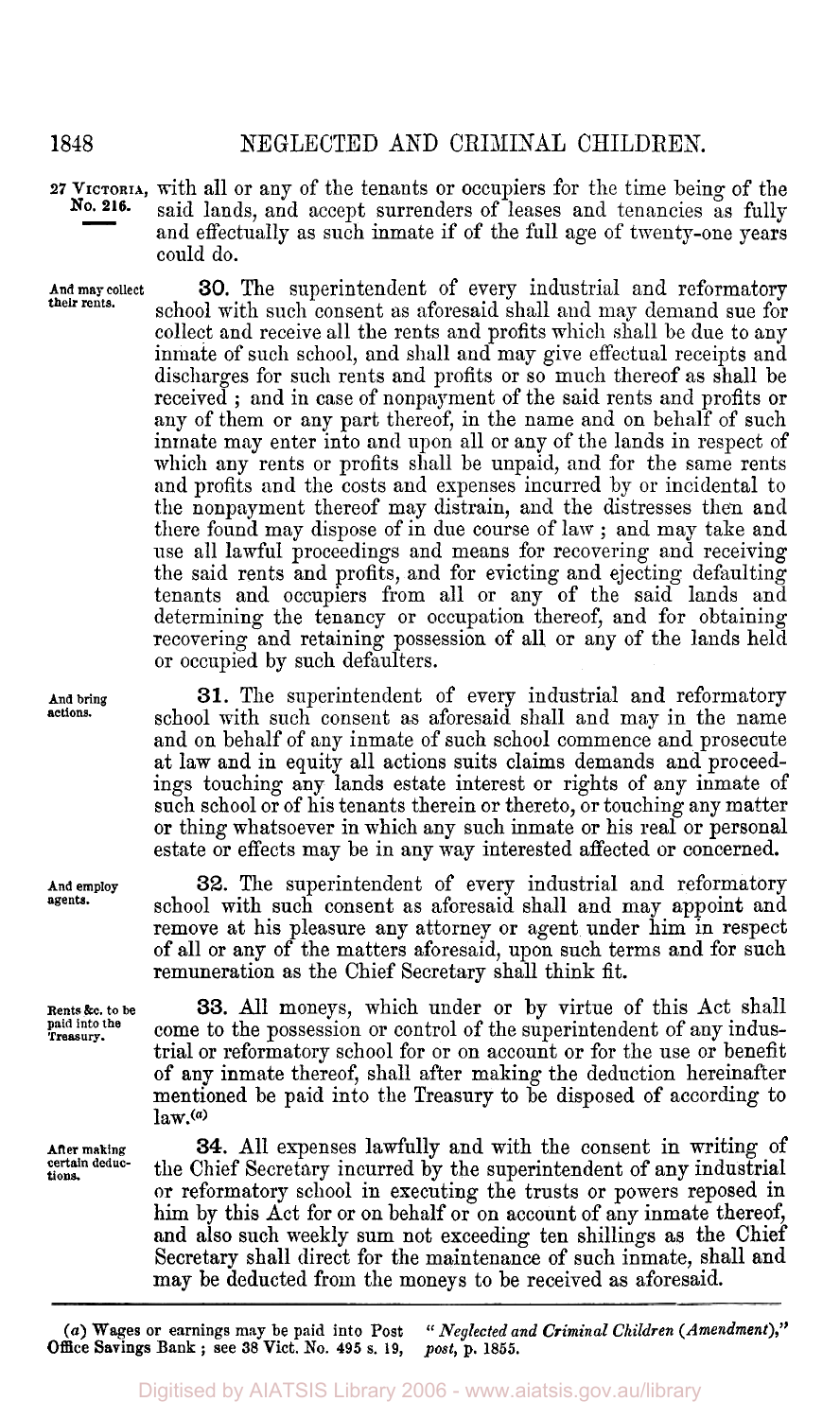27 VICTORIA, No. 216.

with all or any of the tenants or occupiers for the time being of the said lands, and accept surrenders of leases and tenancies as fully and effectually as such inmate if of the full age of twenty-one years could do.

*And may collect their rents.*

**30.** The superintendent of every industrial and reformatory school with such consent as aforesaid shall and may demand sue for collect and receive all the rents and profits which shall be due to any inmate of such school, and shall and may give effectual receipts and discharges for such rents and profits or so much thereof as shall be received; and in case of nonpayment of the said rents and profits or any of them or any part thereof, in the name and on behalf of such inmate may enter into and upon all or any of the lands in respect of which any rents or profits shall be unpaid, and for the same rents and profits and the costs and expenses incurred by or incidental to the nonpayment thereof may distrain, and the distresses then and there found may dispose of in due course of law; and may take and use all lawful proceedings and means for recovering and receiving the said rents and profits, and for evicting and ejecting defaulting tenants and occupiers from all or any of the said lands and determining the tenancy or occupation thereof, and for obtaining recovering and retaining possession of all or any of the lands held or occupied by such defaulters.

*And bring actions.*

**31.** The superintendent of every industrial and reformatory school with such consent as aforesaid shall and may in the name and on behalf of any inmate of such school commence and prosecute at law and in equity all actions suits claims demands and proceedings touching any lands estate interest or rights of any inmate of such school or of his tenants therein or thereto, or touching any matter or thing whatsoever in which any such inmate or his real or personal estate or effects may be in any way interested affected or concerned.

*And employ agents.*

**32.** The superintendent of every industrial and reformatory school with such consent as aforesaid shall and may appoint and remove at his pleasure any attorney or agent under him in respect of all or any of the matters aforesaid, upon such terms and for such remuneration as the Chief Secretary shall think fit.

*Rents &c. to be paid into the Treasury.*

**33.** All moneys, which under or by virtue of this Act shall come to the possession or control of the superintendent of any industrial or reformatory school for or on account or for the use or benefit of any inmate thereof, shall after making the deduction hereinafter mentioned be paid into the Treasury to be disposed of according to law.[(a)]

*After making certain deductions.*

**34.** All expenses lawfully and with the consent in writing of the Chief Secretary incurred by the superintendent of any industrial or reformatory school in executing the trusts or powers reposed in him by this Act for or on behalf or on account of any inmate thereof, and also such weekly sum not exceeding ten shillings as the Chief Secretary shall direct for the maintenance of such inmate, shall and may be deducted from the moneys to be received as aforesaid.

---

(a) Wages or earnings may be paid into Post Office Savings Bank; see 38 Vict. No. 495 s. 19, "*Neglected and Criminal Children (Amendment),*" *post*, p. 1855.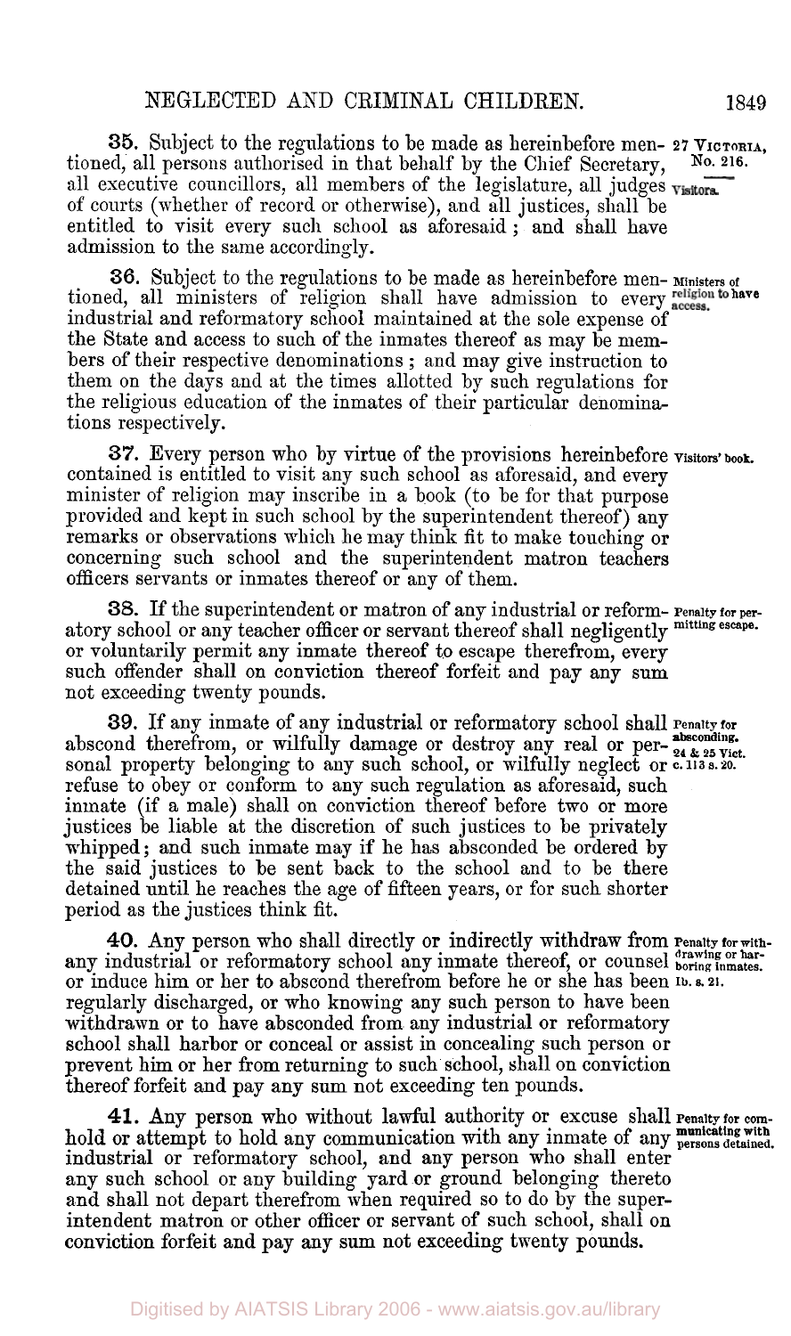**35.** Subject to the regulations to be made as hereinbefore mentioned, all persons authorised in that behalf by the Chief Secretary, all executive councillors, all members of the legislature, all judges of courts (whether of record or otherwise), and all justices, shall be entitled to visit every such school as aforesaid; and shall have admission to the same accordingly.

*27 Victoria, No. 216.*

*Visitors.*

**36.** Subject to the regulations to be made as hereinbefore mentioned, all ministers of religion shall have admission to every industrial and reformatory school maintained at the sole expense of the State and access to such of the inmates thereof as may be members of their respective denominations; and may give instruction to them on the days and at the times allotted by such regulations for the religious education of the inmates of their particular denominations respectively.

*Ministers of religion to have access.*

**37.** Every person who by virtue of the provisions hereinbefore contained is entitled to visit any such school as aforesaid, and every minister of religion may inscribe in a book (to be for that purpose provided and kept in such school by the superintendent thereof) any remarks or observations which he may think fit to make touching or concerning such school and the superintendent matron teachers officers servants or inmates thereof or any of them.

*Visitors' book.*

**38.** If the superintendent or matron of any industrial or reformatory school or any teacher officer or servant thereof shall negligently or voluntarily permit any inmate thereof to escape therefrom, every such offender shall on conviction thereof forfeit and pay any sum not exceeding twenty pounds.

*Penalty for permitting escape.*

**39.** If any inmate of any industrial or reformatory school shall abscond therefrom, or wilfully damage or destroy any real or personal property belonging to any such school, or wilfully neglect or refuse to obey or conform to any such regulation as aforesaid, such inmate (if a male) shall on conviction thereof before two or more justices be liable at the discretion of such justices to be privately whipped; and such inmate may if he has absconded be ordered by the said justices to be sent back to the school and to be there detained until he reaches the age of fifteen years, or for such shorter period as the justices think fit.

*Penalty for absconding.*
*24 & 25 Vict. c. 113 s. 20.*

**40.** Any person who shall directly or indirectly withdraw from any industrial or reformatory school any inmate thereof, or counsel or induce him or her to abscond therefrom before he or she has been regularly discharged, or who knowing any such person to have been withdrawn or to have absconded from any industrial or reformatory school shall harbor or conceal or assist in concealing such person or prevent him or her from returning to such school, shall on conviction thereof forfeit and pay any sum not exceeding ten pounds.

*Penalty for withdrawing or harboring inmates.*
*Ib. s. 21.*

**41.** Any person who without lawful authority or excuse shall hold or attempt to hold any communication with any inmate of any industrial or reformatory school, and any person who shall enter any such school or any building yard or ground belonging thereto and shall not depart therefrom when required so to do by the superintendent matron or other officer or servant of such school, shall on conviction forfeit and pay any sum not exceeding twenty pounds.

*Penalty for communicating with persons detained.*